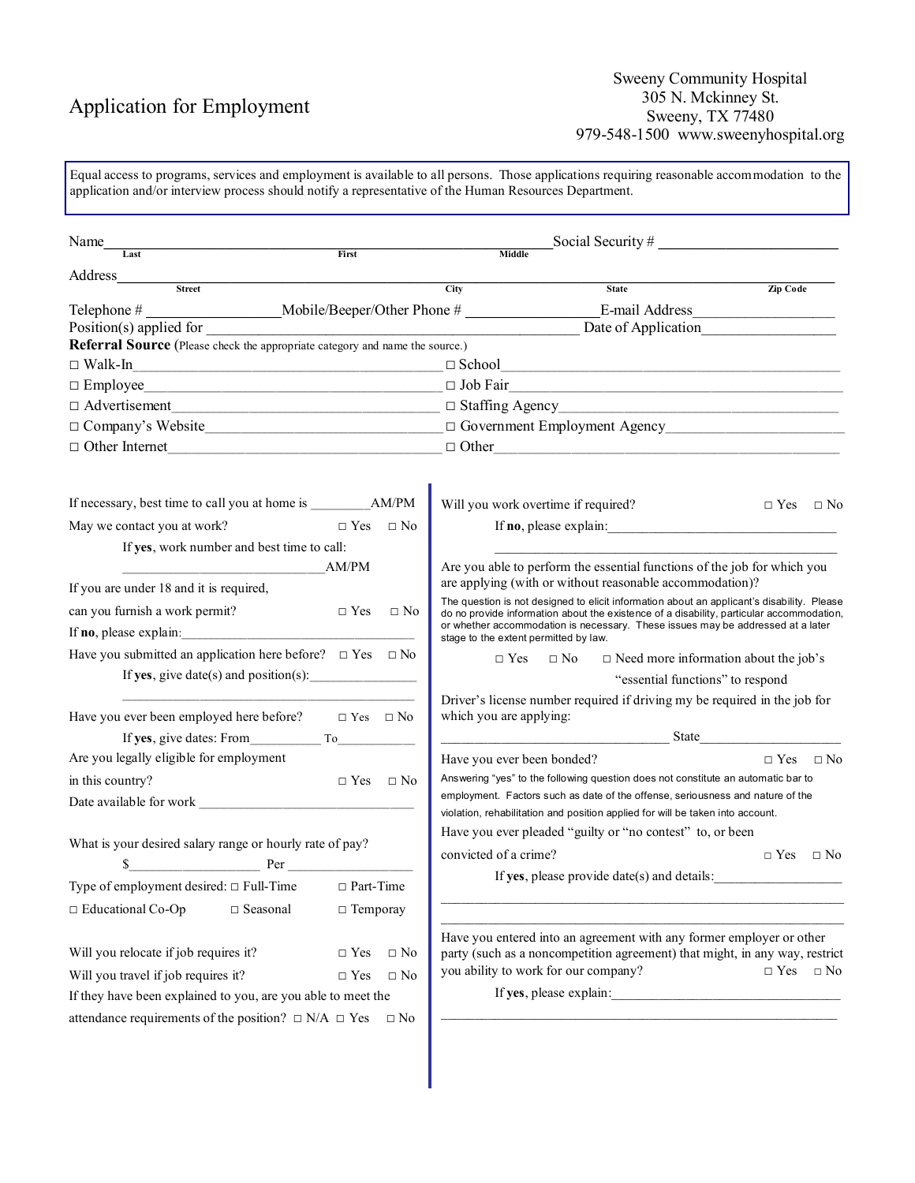# Application for Employment

Sweeny Community Hospital
305 N. Mckinney St.
Sweeny, TX 77480
979-548-1500 www.sweenyhospital.org

Equal access to programs, services and employment is available to all persons. Those applications requiring reasonable accommodation to the application and/or interview process should notify a representative of the Human Resources Department.

Name\_\_\_\_\_\_\_\_\_\_\_\_\_\_\_\_\_\_\_\_\_\_\_\_\_\_\_\_\_\_\_\_\_\_\_\_\_\_\_\_\_\_\_\_\_\_\_\_\_\_\_\_\_\_\_\_\_\_\_\_\_\_\_\_\_\_\_\_\_\_\_ Social Security # \_\_\_\_\_\_\_\_\_\_\_\_\_\_\_\_\_\_\_\_\_\_\_\_
Last First Middle

Address\_\_\_\_\_\_\_\_\_\_\_\_\_\_\_\_\_\_\_\_\_\_\_\_\_\_\_\_\_\_\_\_\_\_\_\_\_\_\_\_\_\_\_\_\_\_\_\_\_\_\_\_\_\_\_\_\_\_\_\_\_\_\_\_\_\_\_\_\_\_\_\_\_\_\_\_\_\_\_\_\_\_\_\_\_\_\_\_\_\_\_\_\_\_\_\_\_\_\_\_
Street City State Zip Code

Telephone # \_\_\_\_\_\_\_\_\_\_\_\_\_\_\_\_\_\_ Mobile/Beeper/Other Phone # \_\_\_\_\_\_\_\_\_\_\_\_\_\_\_\_\_\_ E-mail Address\_\_\_\_\_\_\_\_\_\_\_\_\_\_\_\_\_\_\_

Position(s) applied for \_\_\_\_\_\_\_\_\_\_\_\_\_\_\_\_\_\_\_\_\_\_\_\_\_\_\_\_\_\_\_\_\_\_\_\_\_\_\_\_\_\_\_\_\_\_\_\_\_\_\_\_\_\_ Date of Application\_\_\_\_\_\_\_\_\_\_\_\_\_\_\_\_\_\_\_

**Referral Source** (Please check the appropriate category and name the source.)

- □ Walk-In\_\_\_\_\_\_\_\_\_\_\_\_\_\_\_\_\_\_\_\_\_\_\_\_\_\_\_\_\_\_\_\_\_\_\_\_\_\_\_\_\_\_\_ □ School\_\_\_\_\_\_\_\_\_\_\_\_\_\_\_\_\_\_\_\_\_\_\_\_\_\_\_\_\_\_\_\_\_\_\_\_\_\_\_\_\_\_\_\_\_\_\_\_
- □ Employee\_\_\_\_\_\_\_\_\_\_\_\_\_\_\_\_\_\_\_\_\_\_\_\_\_\_\_\_\_\_\_\_\_\_\_\_\_\_\_\_\_ □ Job Fair\_\_\_\_\_\_\_\_\_\_\_\_\_\_\_\_\_\_\_\_\_\_\_\_\_\_\_\_\_\_\_\_\_\_\_\_\_\_\_\_\_\_\_\_\_\_
- □ Advertisement\_\_\_\_\_\_\_\_\_\_\_\_\_\_\_\_\_\_\_\_\_\_\_\_\_\_\_\_\_\_\_\_\_\_\_\_\_ □ Staffing Agency\_\_\_\_\_\_\_\_\_\_\_\_\_\_\_\_\_\_\_\_\_\_\_\_\_\_\_\_\_\_\_\_\_\_\_\_\_\_\_\_
- □ Company's Website\_\_\_\_\_\_\_\_\_\_\_\_\_\_\_\_\_\_\_\_\_\_\_\_\_\_\_\_\_\_\_\_\_ □ Government Employment Agency\_\_\_\_\_\_\_\_\_\_\_\_\_\_\_\_\_\_\_\_\_\_\_\_\_\_
- □ Other Internet\_\_\_\_\_\_\_\_\_\_\_\_\_\_\_\_\_\_\_\_\_\_\_\_\_\_\_\_\_\_\_\_\_\_\_\_\_ □ Other\_\_\_\_\_\_\_\_\_\_\_\_\_\_\_\_\_\_\_\_\_\_\_\_\_\_\_\_\_\_\_\_\_\_\_\_\_\_\_\_\_\_\_\_\_\_\_\_\_

If necessary, best time to call you at home is \_\_\_\_\_\_\_\_\_AM/PM

May we contact you at work? □ Yes □ No

If **yes**, work number and best time to call:
\_\_\_\_\_\_\_\_\_\_\_\_\_\_\_\_\_\_\_\_\_\_\_\_\_\_\_\_\_\_\_AM/PM

If you are under 18 and it is required, can you furnish a work permit? □ Yes □ No

If **no**, please explain:\_\_\_\_\_\_\_\_\_\_\_\_\_\_\_\_\_\_\_\_\_\_\_\_\_\_\_\_\_\_\_\_\_\_\_\_\_

Have you submitted an application here before? □ Yes □ No

If **yes**, give date(s) and position(s):\_\_\_\_\_\_\_\_\_\_\_\_\_\_\_\_
\_\_\_\_\_\_\_\_\_\_\_\_\_\_\_\_\_\_\_\_\_\_\_\_\_\_\_\_\_\_\_\_\_\_\_\_\_\_\_\_\_\_\_\_\_\_

Have you ever been employed here before? □ Yes □ No

If **yes**, give dates: From\_\_\_\_\_\_\_\_\_\_ To\_\_\_\_\_\_\_\_\_\_\_\_

Are you legally eligible for employment in this country? □ Yes □ No

Date available for work \_\_\_\_\_\_\_\_\_\_\_\_\_\_\_\_\_\_\_\_\_\_\_\_\_\_\_\_\_\_\_\_\_

What is your desired salary range or hourly rate of pay?
$\_\_\_\_\_\_\_\_\_\_\_\_\_\_\_\_\_\_\_\_ Per \_\_\_\_\_\_\_\_\_\_\_\_\_\_\_\_\_\_\_\_

Type of employment desired: □ Full-Time □ Part-Time □ Educational Co-Op □ Seasonal □ Temporay

Will you relocate if job requires it? □ Yes □ No

Will you travel if job requires it? □ Yes □ No

If they have been explained to you, are you able to meet the attendance requirements of the position? □ N/A □ Yes □ No

Will you work overtime if required? □ Yes □ No

If **no**, please explain:\_\_\_\_\_\_\_\_\_\_\_\_\_\_\_\_\_\_\_\_\_\_\_\_\_\_\_\_\_\_\_\_\_\_\_\_
\_\_\_\_\_\_\_\_\_\_\_\_\_\_\_\_\_\_\_\_\_\_\_\_\_\_\_\_\_\_\_\_\_\_\_\_\_\_\_\_\_\_\_\_\_\_\_\_

Are you able to perform the essential functions of the job for which you are applying (with or without reasonable accommodation)?

The question is not designed to elicit information about an applicant's disability. Please do no provide information about the existence of a disability, particular accommodation, or whether accommodation is necessary. These issues may be addressed at a later stage to the extent permitted by law.

□ Yes □ No □ Need more information about the job's "essential functions" to respond

Driver's license number required if driving my be required in the job for which you are applying:

\_\_\_\_\_\_\_\_\_\_\_\_\_\_\_\_\_\_\_\_\_\_\_\_\_\_\_\_\_\_\_\_\_\_\_ State\_\_\_\_\_\_\_\_\_\_\_\_\_\_\_\_\_\_\_\_\_

Have you ever been bonded? □ Yes □ No

Answering "yes" to the following question does not constitute an automatic bar to employment. Factors such as date of the offense, seriousness and nature of the violation, rehabilitation and position applied for will be taken into account.

Have you ever pleaded "guilty or "no contest" to, or been convicted of a crime? □ Yes □ No

If **yes**, please provide date(s) and details:\_\_\_\_\_\_\_\_\_\_\_\_\_\_\_\_\_\_\_
\_\_\_\_\_\_\_\_\_\_\_\_\_\_\_\_\_\_\_\_\_\_\_\_\_\_\_\_\_\_\_\_\_\_\_\_\_\_\_\_\_\_\_\_\_\_\_\_\_\_\_\_\_\_\_\_\_
\_\_\_\_\_\_\_\_\_\_\_\_\_\_\_\_\_\_\_\_\_\_\_\_\_\_\_\_\_\_\_\_\_\_\_\_\_\_\_\_\_\_\_\_\_\_\_\_\_\_\_\_\_\_\_\_\_

Have you entered into an agreement with any former employer or other party (such as a noncompetition agreement) that might, in any way, restrict you ability to work for our company? □ Yes □ No

If **yes**, please explain:\_\_\_\_\_\_\_\_\_\_\_\_\_\_\_\_\_\_\_\_\_\_\_\_\_\_\_\_\_\_\_\_\_\_\_
\_\_\_\_\_\_\_\_\_\_\_\_\_\_\_\_\_\_\_\_\_\_\_\_\_\_\_\_\_\_\_\_\_\_\_\_\_\_\_\_\_\_\_\_\_\_\_\_\_\_\_\_\_\_\_\_\_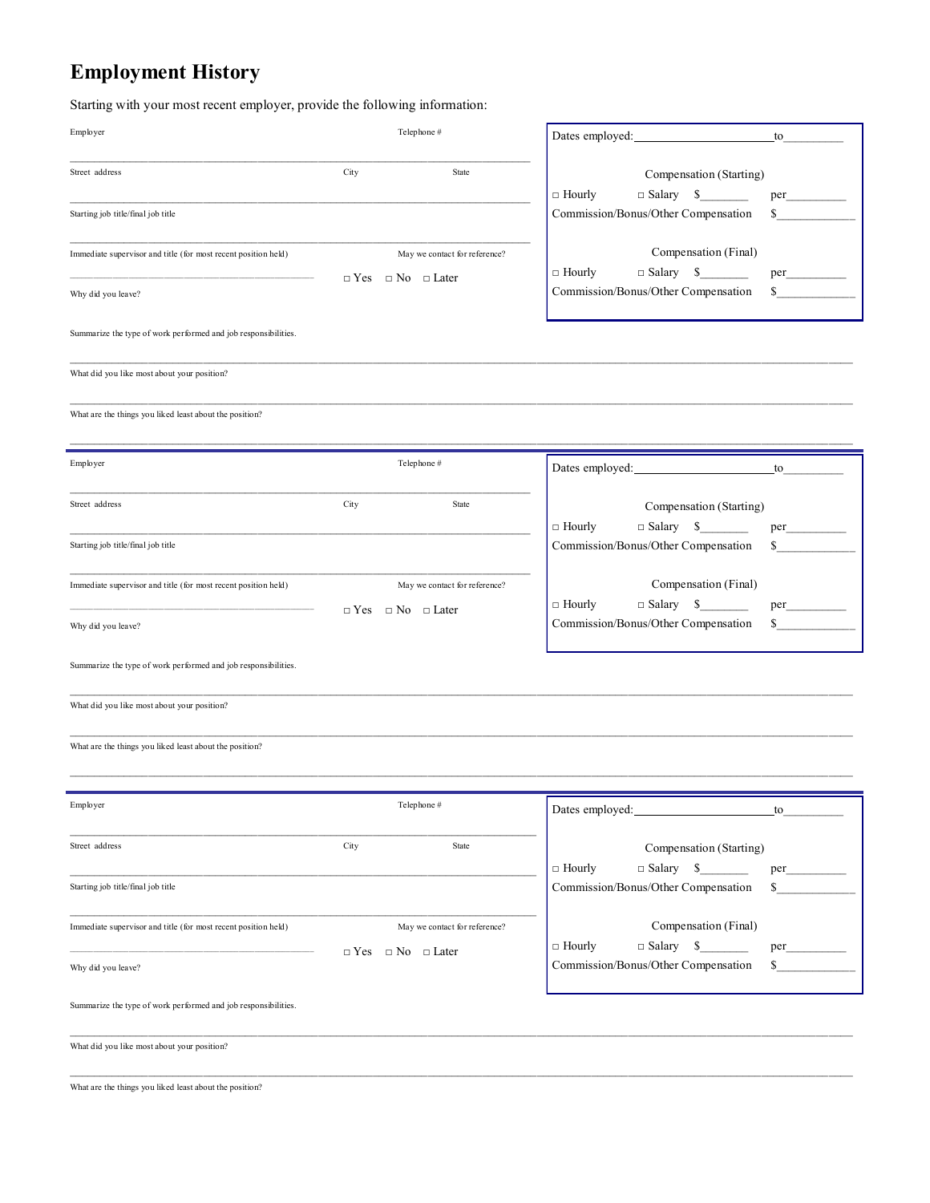# Employment History

Starting with your most recent employer, provide the following information:

Employer | Telephone #

___________________________________________________________

Street address | City | State

___________________________________________________________

Starting job title/final job title

___________________________________________________________

Immediate supervisor and title (for most recent position held) | May we contact for reference?

___________________________________ □ Yes □ No □ Later

Why did you leave?

Summarize the type of work performed and job responsibilities.

___________________________________________________________

What did you like most about your position?

___________________________________________________________

What are the things you liked least about the position?

___________________________________________________________

Dates employed:_______________________to__________

Compensation (Starting)

□ Hourly □ Salary $________ per__________

Commission/Bonus/Other Compensation $_____________

Compensation (Final)

□ Hourly □ Salary $________ per__________

Commission/Bonus/Other Compensation $_____________

---

Employer | Telephone #

___________________________________________________________

Street address | City | State

___________________________________________________________

Starting job title/final job title

___________________________________________________________

Immediate supervisor and title (for most recent position held) | May we contact for reference?

___________________________________ □ Yes □ No □ Later

Why did you leave?

Summarize the type of work performed and job responsibilities.

___________________________________________________________

What did you like most about your position?

___________________________________________________________

What are the things you liked least about the position?

___________________________________________________________

Dates employed:_______________________to__________

Compensation (Starting)

□ Hourly □ Salary $________ per__________

Commission/Bonus/Other Compensation $_____________

Compensation (Final)

□ Hourly □ Salary $________ per__________

Commission/Bonus/Other Compensation $_____________

---

Employer | Telephone #

___________________________________________________________

Street address | City | State

___________________________________________________________

Starting job title/final job title

___________________________________________________________

Immediate supervisor and title (for most recent position held) | May we contact for reference?

___________________________________ □ Yes □ No □ Later

Why did you leave?

Summarize the type of work performed and job responsibilities.

___________________________________________________________

What did you like most about your position?

___________________________________________________________

What are the things you liked least about the position?

Dates employed:_______________________to__________

Compensation (Starting)

□ Hourly □ Salary $________ per__________

Commission/Bonus/Other Compensation $_____________

Compensation (Final)

□ Hourly □ Salary $________ per__________

Commission/Bonus/Other Compensation $_____________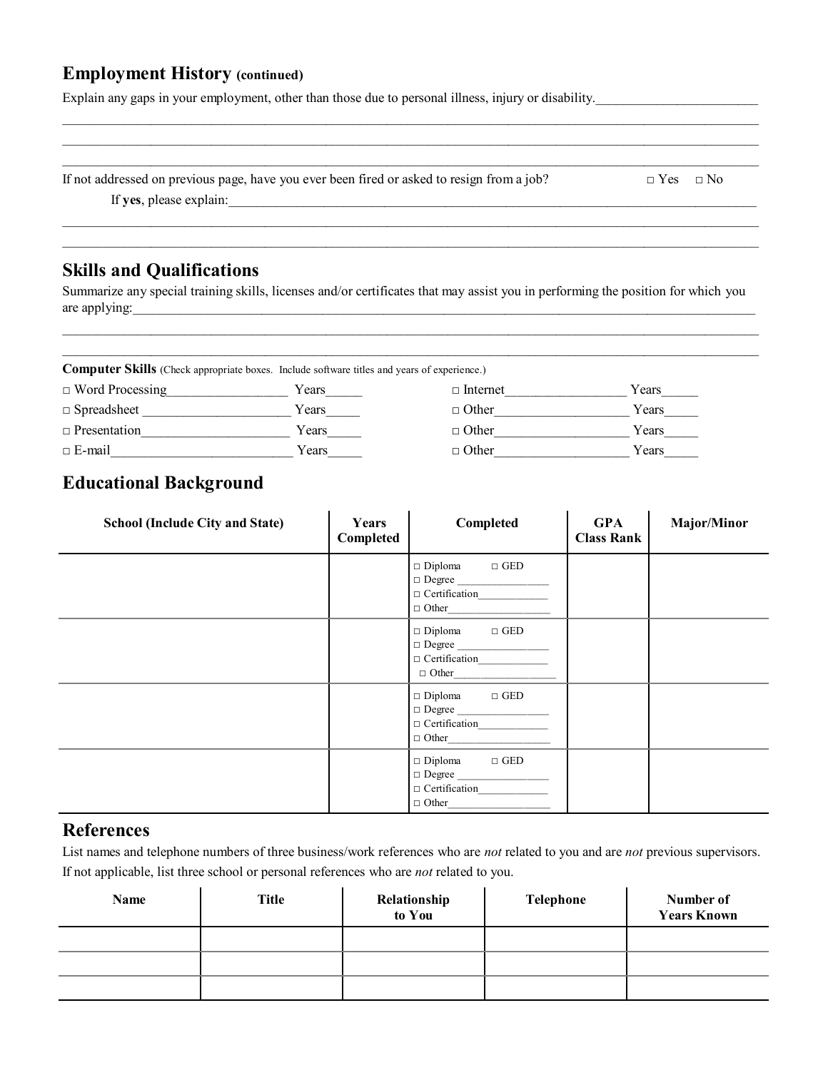## Employment History (continued)

Explain any gaps in your employment, other than those due to personal illness, injury or disability.________________________

____________________________________________________________________________________________________________

____________________________________________________________________________________________________________

____________________________________________________________________________________________________________

If not addressed on previous page, have you ever been fired or asked to resign from a job? □ Yes □ No

If **yes**, please explain:____________________________________________________________________________________

____________________________________________________________________________________________________________

____________________________________________________________________________________________________________

## Skills and Qualifications

Summarize any special training skills, licenses and/or certificates that may assist you in performing the position for which you are applying:____________________________________________________________________________________________

____________________________________________________________________________________________________________

____________________________________________________________________________________________________________

**Computer Skills** (Check appropriate boxes. Include software titles and years of experience.)

□ Word Processing_________________ Years_____

□ Spreadsheet _____________________ Years_____

□ Presentation_____________________ Years_____

□ E-mail__________________________ Years_____

□ Internet_________________ Years_____

□ Other___________________ Years_____

□ Other___________________ Years_____

□ Other___________________ Years_____

## Educational Background

| School (Include City and State) | Years Completed | Completed | GPA Class Rank | Major/Minor |
|---|---|---|---|---|
| | | □ Diploma □ GED<br>□ Degree ________________<br>□ Certification____________<br>□ Other__________________ | | |
| | | □ Diploma □ GED<br>□ Degree ________________<br>□ Certification____________<br>□ Other__________________ | | |
| | | □ Diploma □ GED<br>□ Degree ________________<br>□ Certification____________<br>□ Other__________________ | | |
| | | □ Diploma □ GED<br>□ Degree ________________<br>□ Certification____________<br>□ Other__________________ | | |

## References

List names and telephone numbers of three business/work references who are *not* related to you and are *not* previous supervisors. If not applicable, list three school or personal references who are *not* related to you.

| Name | Title | Relationship to You | Telephone | Number of Years Known |
|---|---|---|---|---|
| | | | | |
| | | | | |
| | | | | |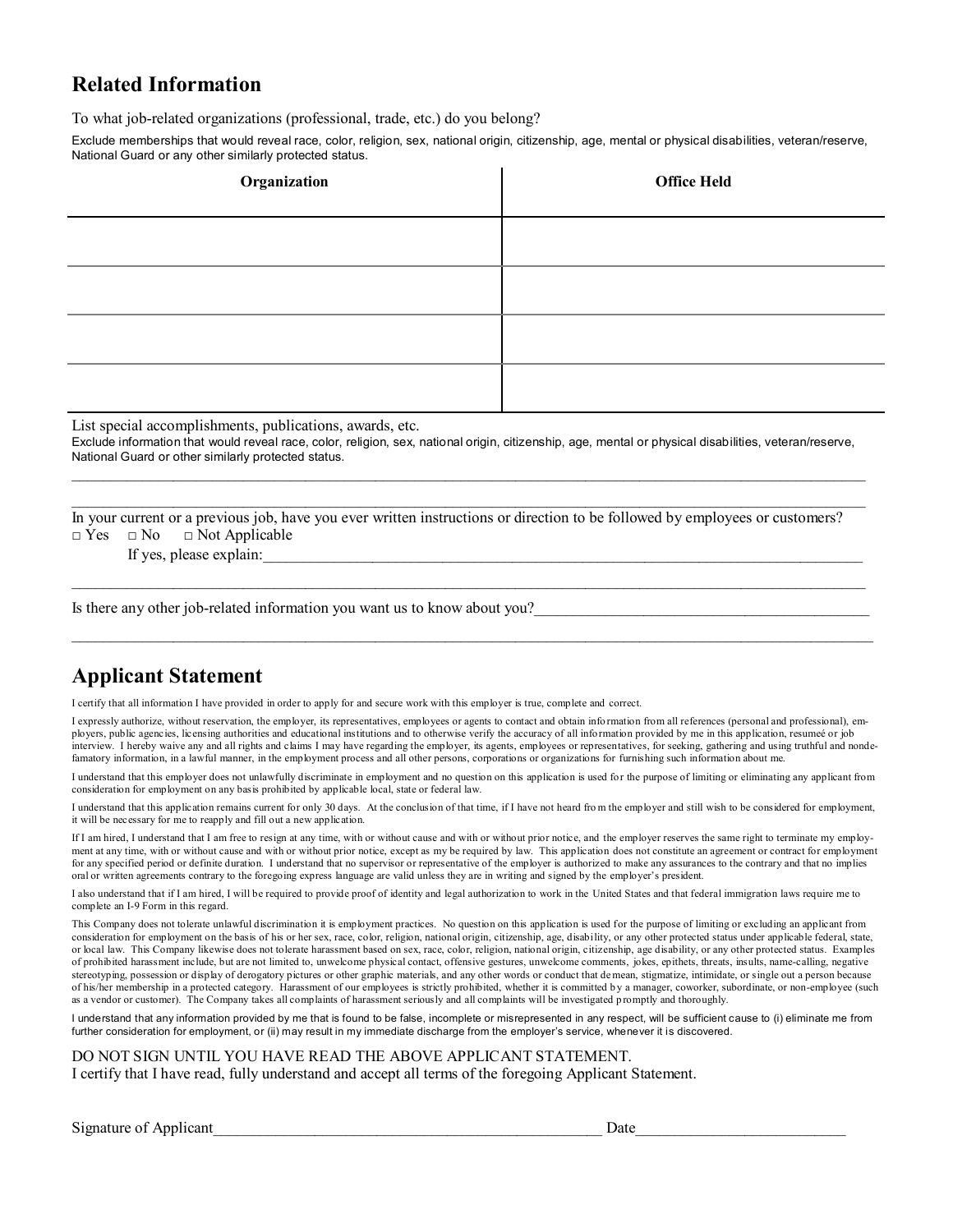## Related Information

To what job-related organizations (professional, trade, etc.) do you belong?

Exclude memberships that would reveal race, color, religion, sex, national origin, citizenship, age, mental or physical disabilities, veteran/reserve, National Guard or any other similarly protected status.

| Organization | Office Held |
|---|---|
| | |
| | |
| | |
| | |

List special accomplishments, publications, awards, etc.

Exclude information that would reveal race, color, religion, sex, national origin, citizenship, age, mental or physical disabilities, veteran/reserve, National Guard or other similarly protected status.

______________________________________________________________________________________________

______________________________________________________________________________________________

In your current or a previous job, have you ever written instructions or direction to be followed by employees or customers?

□ Yes □ No □ Not Applicable

If yes, please explain:______________________________________________________________________________

______________________________________________________________________________________________

Is there any other job-related information you want us to know about you?____________________________________________

______________________________________________________________________________________________

## Applicant Statement

I certify that all information I have provided in order to apply for and secure work with this employer is true, complete and correct.

I expressly authorize, without reservation, the employer, its representatives, employees or agents to contact and obtain information from all references (personal and professional), employers, public agencies, licensing authorities and educational institutions and to otherwise verify the accuracy of all information provided by me in this application, resumeé or job interview. I hereby waive any and all rights and claims I may have regarding the employer, its agents, employees or representatives, for seeking, gathering and using truthful and nondefamatory information, in a lawful manner, in the employment process and all other persons, corporations or organizations for furnishing such information about me.

I understand that this employer does not unlawfully discriminate in employment and no question on this application is used for the purpose of limiting or eliminating any applicant from consideration for employment on any basis prohibited by applicable local, state or federal law.

I understand that this application remains current for only 30 days. At the conclusion of that time, if I have not heard from the employer and still wish to be considered for employment, it will be necessary for me to reapply and fill out a new application.

If I am hired, I understand that I am free to resign at any time, with or without cause and with or without prior notice, and the employer reserves the same right to terminate my employment at any time, with or without cause and with or without prior notice, except as my be required by law. This application does not constitute an agreement or contract for employment for any specified period or definite duration. I understand that no supervisor or representative of the employer is authorized to make any assurances to the contrary and that no implies oral or written agreements contrary to the foregoing express language are valid unless they are in writing and signed by the employer's president.

I also understand that if I am hired, I will be required to provide proof of identity and legal authorization to work in the United States and that federal immigration laws require me to complete an I-9 Form in this regard.

This Company does not tolerate unlawful discrimination it is employment practices. No question on this application is used for the purpose of limiting or excluding an applicant from consideration for employment on the basis of his or her sex, race, color, religion, national origin, citizenship, age, disability, or any other protected status under applicable federal, state, or local law. This Company likewise does not tolerate harassment based on sex, race, color, religion, national origin, citizenship, age disability, or any other protected status. Examples of prohibited harassment include, but are not limited to, unwelcome physical contact, offensive gestures, unwelcome comments, jokes, epithets, threats, insults, name-calling, negative stereotyping, possession or display of derogatory pictures or other graphic materials, and any other words or conduct that demean, stigmatize, intimidate, or single out a person because of his/her membership in a protected category. Harassment of our employees is strictly prohibited, whether it is committed by a manager, coworker, subordinate, or non-employee (such as a vendor or customer). The Company takes all complaints of harassment seriously and all complaints will be investigated promptly and thoroughly.

I understand that any information provided by me that is found to be false, incomplete or misrepresented in any respect, will be sufficient cause to (i) eliminate me from further consideration for employment, or (ii) may result in my immediate discharge from the employer's service, whenever it is discovered.

DO NOT SIGN UNTIL YOU HAVE READ THE ABOVE APPLICANT STATEMENT.
I certify that I have read, fully understand and accept all terms of the foregoing Applicant Statement.

Signature of Applicant____________________________________________________ Date___________________________